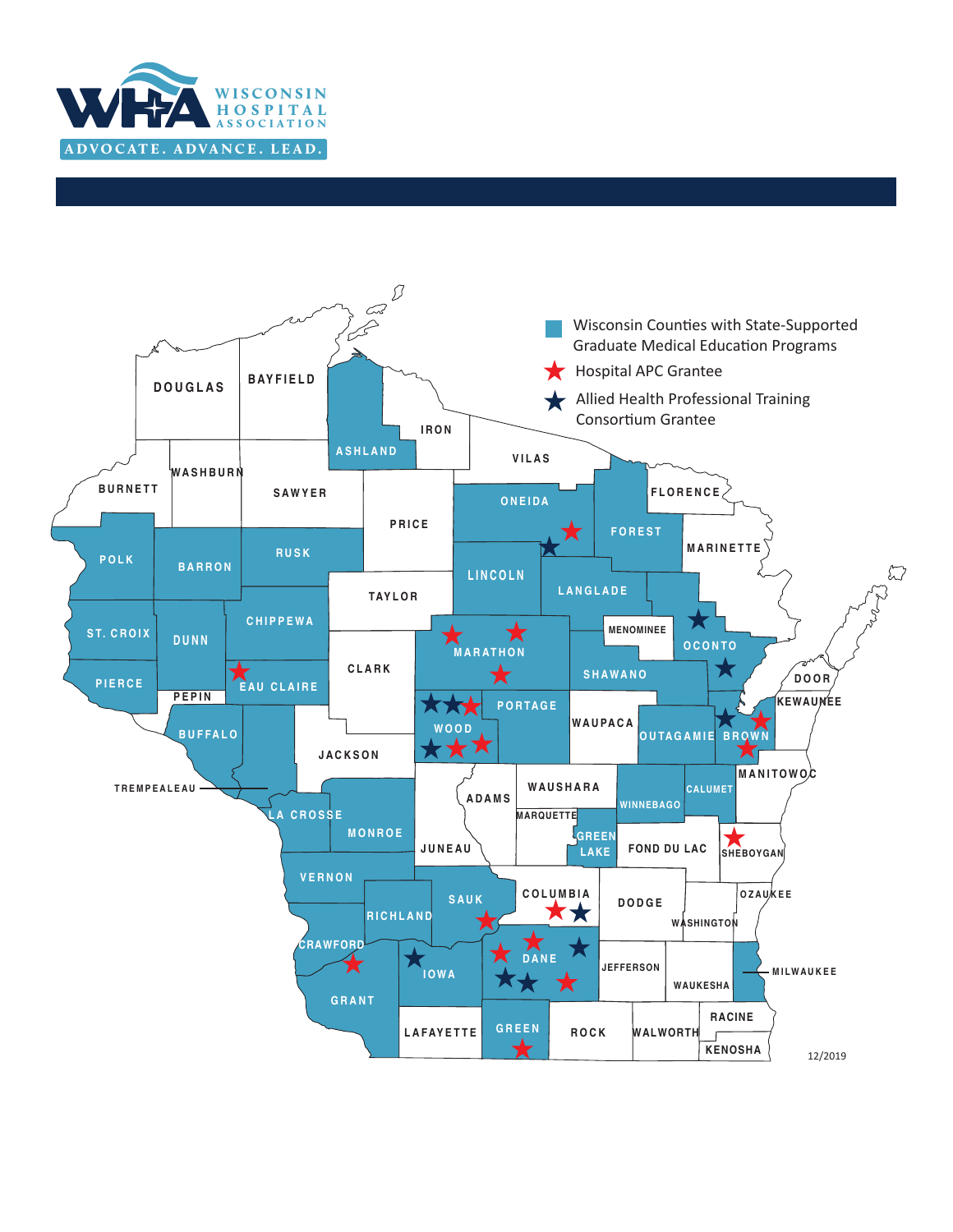WISCONSIN HOSPITAL ASSOCIATION

ADVOCATE. ADVANCE. LEAD.

- Wisconsin Counties with State-Supported Graduate Medical Education Programs
- ★ Hospital APC Grantee
- ★ Allied Health Professional Training Consortium Grantee

DOUGLAS, BAYFIELD, ASHLAND, IRON, VILAS, BURNETT, WASHBURN, SAWYER, PRICE, ONEIDA, FLORENCE, FOREST, MARINETTE, POLK, BARRON, RUSK, LINCOLN, LANGLADE, TAYLOR, MENOMINEE, OCONTO, ST. CROIX, DUNN, CHIPPEWA, MARATHON, CLARK, SHAWANO, DOOR, PIERCE, PEPIN, EAU CLAIRE, KEWAUNEE, PORTAGE, WOOD, WAUPACA, OUTAGAMIE, BROWN, BUFFALO, JACKSON, MANITOWOC, TREMPEALEAU, WAUSHARA, ADAMS, CALUMET, WINNEBAGO, LA CROSSE, MARQUETTE, MONROE, GREEN LAKE, FOND DU LAC, SHEBOYGAN, JUNEAU, VERNON, COLUMBIA, DODGE, OZAUKEE, SAUK, RICHLAND, WASHINGTON, CRAWFORD, DANE, IOWA, JEFFERSON, MILWAUKEE, WAUKESHA, GRANT, RACINE, LAFAYETTE, GREEN, ROCK, WALWORTH, KENOSHA

12/2019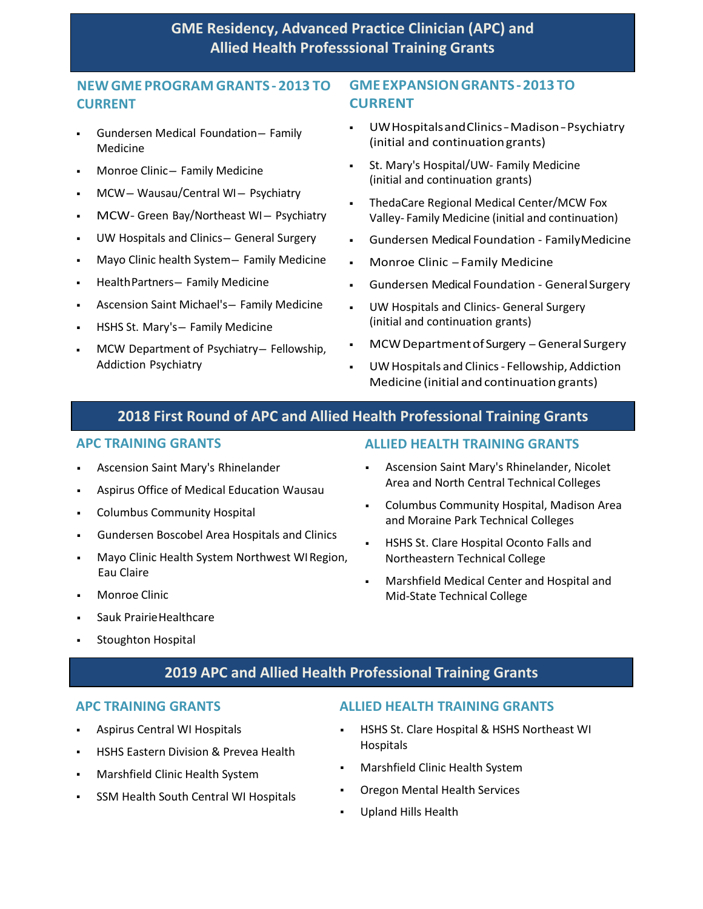# GME Residency, Advanced Practice Clinician (APC) and Allied Health Professsional Training Grants

## NEW GME PROGRAM GRANTS - 2013 TO CURRENT

- Gundersen Medical Foundation— Family Medicine
- Monroe Clinic— Family Medicine
- MCW— Wausau/Central WI— Psychiatry
- MCW- Green Bay/Northeast WI— Psychiatry
- UW Hospitals and Clinics— General Surgery
- Mayo Clinic health System— Family Medicine
- HealthPartners— Family Medicine
- Ascension Saint Michael's— Family Medicine
- HSHS St. Mary's— Family Medicine
- MCW Department of Psychiatry— Fellowship, Addiction Psychiatry

## GME EXPANSION GRANTS - 2013 TO CURRENT

- UW Hospitals and Clinics – Madison – Psychiatry (initial and continuation grants)
- St. Mary's Hospital/UW- Family Medicine (initial and continuation grants)
- ThedaCare Regional Medical Center/MCW Fox Valley- Family Medicine (initial and continuation)
- Gundersen Medical Foundation - Family Medicine
- Monroe Clinic – Family Medicine
- Gundersen Medical Foundation - General Surgery
- UW Hospitals and Clinics- General Surgery (initial and continuation grants)
- MCW Department of Surgery – General Surgery
- UW Hospitals and Clinics - Fellowship, Addiction Medicine (initial and continuation grants)

# 2018 First Round of APC and Allied Health Professional Training Grants

## APC TRAINING GRANTS

- Ascension Saint Mary's Rhinelander
- Aspirus Office of Medical Education Wausau
- Columbus Community Hospital
- Gundersen Boscobel Area Hospitals and Clinics
- Mayo Clinic Health System Northwest WI Region, Eau Claire
- Monroe Clinic
- Sauk Prairie Healthcare
- Stoughton Hospital

## ALLIED HEALTH TRAINING GRANTS

- Ascension Saint Mary's Rhinelander, Nicolet Area and North Central Technical Colleges
- Columbus Community Hospital, Madison Area and Moraine Park Technical Colleges
- HSHS St. Clare Hospital Oconto Falls and Northeastern Technical College
- Marshfield Medical Center and Hospital and Mid-State Technical College

# 2019 APC and Allied Health Professional Training Grants

## APC TRAINING GRANTS

- Aspirus Central WI Hospitals
- HSHS Eastern Division & Prevea Health
- Marshfield Clinic Health System
- SSM Health South Central WI Hospitals

## ALLIED HEALTH TRAINING GRANTS

- HSHS St. Clare Hospital & HSHS Northeast WI Hospitals
- Marshfield Clinic Health System
- Oregon Mental Health Services
- Upland Hills Health